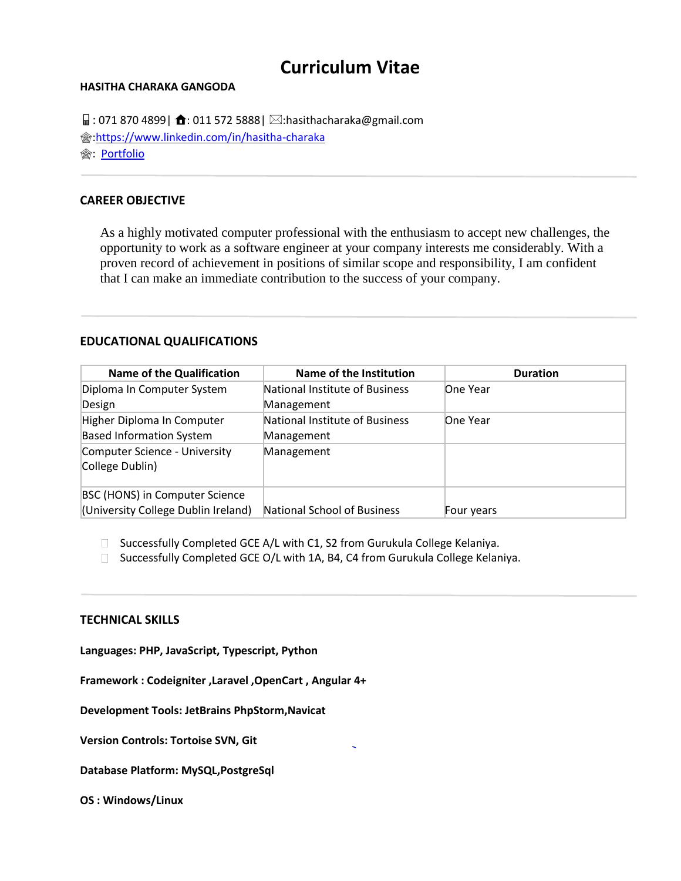# Curriculum Vitae

**HASITHA CHARAKA GANGODA**

: 071 870 4899| : 011 572 5888| :hasithacharaka@gmail.com
:[https://www.linkedin.com/in/hasitha-charaka](https://www.linkedin.com/in/hasitha-charaka)
: [Portfolio](Portfolio)

---

## CAREER OBJECTIVE

As a highly motivated computer professional with the enthusiasm to accept new challenges, the opportunity to work as a software engineer at your company interests me considerably. With a proven record of achievement in positions of similar scope and responsibility, I am confident that I can make an immediate contribution to the success of your company.

---

## EDUCATIONAL QUALIFICATIONS

| Name of the Qualification | Name of the Institution | Duration |
|---|---|---|
| Diploma In Computer System Design | National Institute of Business Management | One Year |
| Higher Diploma In Computer Based Information System | National Institute of Business Management | One Year |
| Computer Science - University College Dublin) | Management | |
| BSC (HONS) in Computer Science (University College Dublin Ireland) | National School of Business | Four years |

- Successfully Completed GCE A/L with C1, S2 from Gurukula College Kelaniya.
- Successfully Completed GCE O/L with 1A, B4, C4 from Gurukula College Kelaniya.

---

## TECHNICAL SKILLS

**Languages: PHP, JavaScript, Typescript, Python**

**Framework : Codeigniter ,Laravel ,OpenCart , Angular 4+**

**Development Tools: JetBrains PhpStorm,Navicat**

**Version Controls: Tortoise SVN, Git**

**Database Platform: MySQL,PostgreSql**

**OS : Windows/Linux**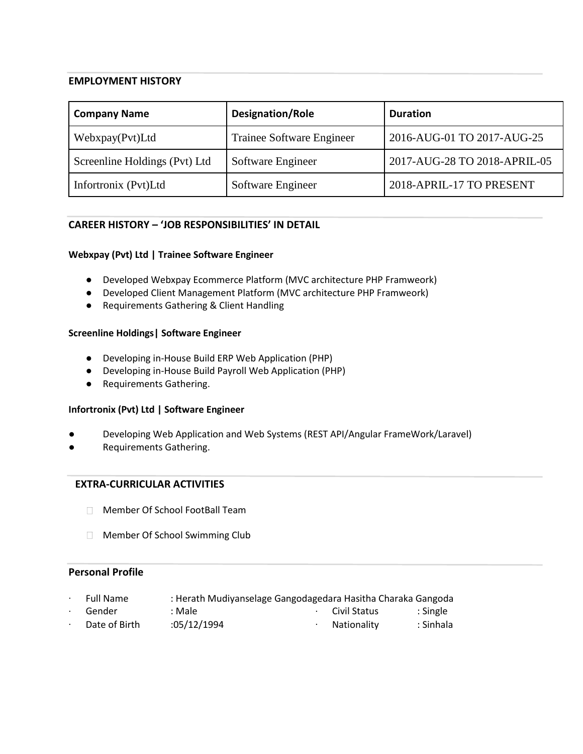## EMPLOYMENT HISTORY

| Company Name | Designation/Role | Duration |
|---|---|---|
| Webxpay(Pvt)Ltd | Trainee Software Engineer | 2016-AUG-01 TO 2017-AUG-25 |
| Screenline Holdings (Pvt) Ltd | Software Engineer | 2017-AUG-28 TO 2018-APRIL-05 |
| Infortronix (Pvt)Ltd | Software Engineer | 2018-APRIL-17 TO PRESENT |

## CAREER HISTORY – 'JOB RESPONSIBILITIES' IN DETAIL

**Webxpay (Pvt) Ltd | Trainee Software Engineer**

- Developed Webxpay Ecommerce Platform (MVC architecture PHP Framweork)
- Developed Client Management Platform (MVC architecture PHP Framweork)
- Requirements Gathering & Client Handling

**Screenline Holdings| Software Engineer**

- Developing in-House Build ERP Web Application (PHP)
- Developing in-House Build Payroll Web Application (PHP)
- Requirements Gathering.

**Infortronix (Pvt) Ltd | Software Engineer**

- Developing Web Application and Web Systems (REST API/Angular FrameWork/Laravel)
- Requirements Gathering.

## EXTRA-CURRICULAR ACTIVITIES

- Member Of School FootBall Team
- Member Of School Swimming Club

## Personal Profile

- Full Name : Herath Mudiyanselage Gangodagedara Hasitha Charaka Gangoda
- Gender : Male
- Civil Status : Single
- Date of Birth :05/12/1994
- Nationality : Sinhala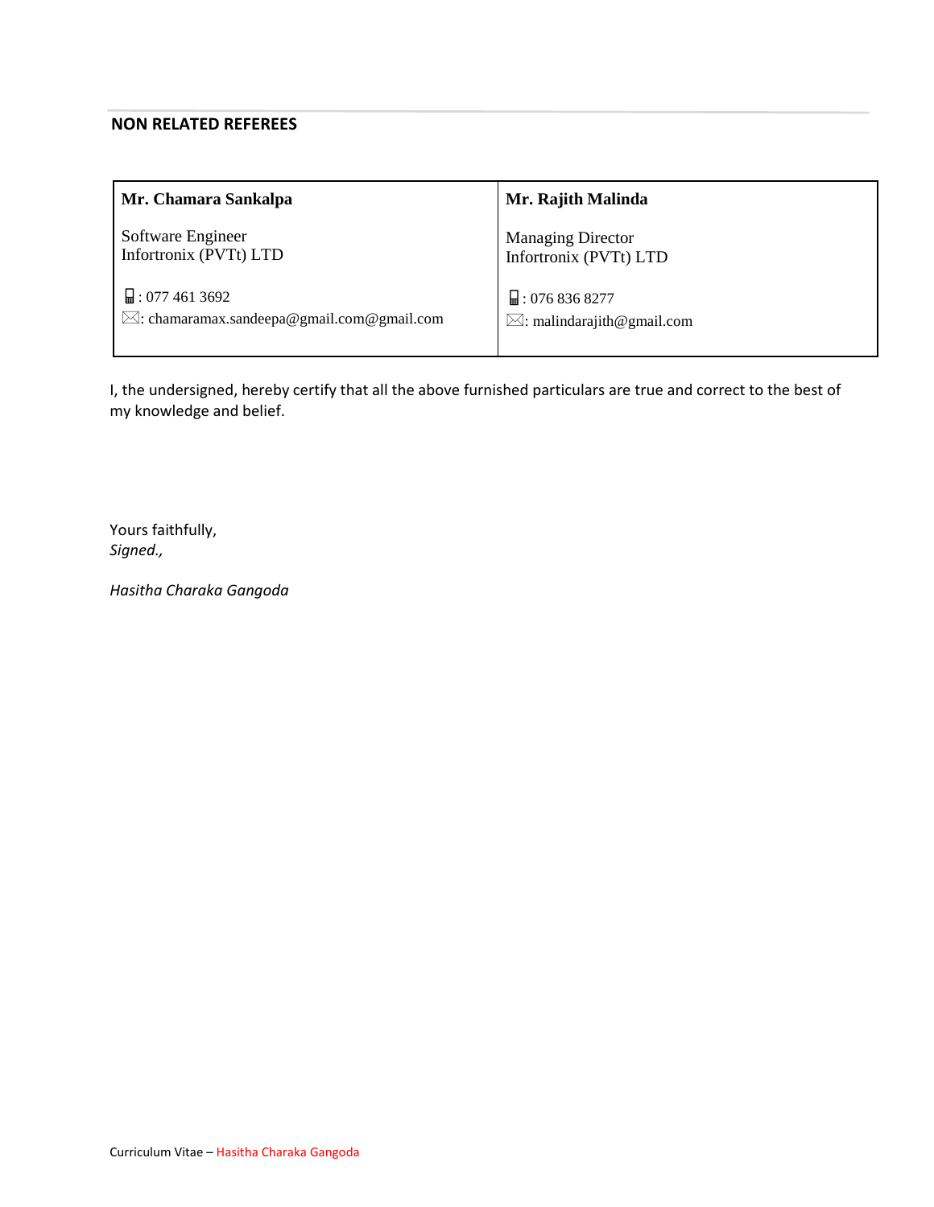## NON RELATED REFEREES

| | |
|---|---|
| **Mr. Chamara Sankalpa**<br><br>Software Engineer<br>Infortronix (PVTt) LTD<br><br>📱: 077 461 3692<br>✉: chamaramax.sandeepa@gmail.com@gmail.com | **Mr. Rajith Malinda**<br><br>Managing Director<br>Infortronix (PVTt) LTD<br><br>📱: 076 836 8277<br>✉: malindarajith@gmail.com |

I, the undersigned, hereby certify that all the above furnished particulars are true and correct to the best of my knowledge and belief.

Yours faithfully,
*Signed.,*

*Hasitha Charaka Gangoda*